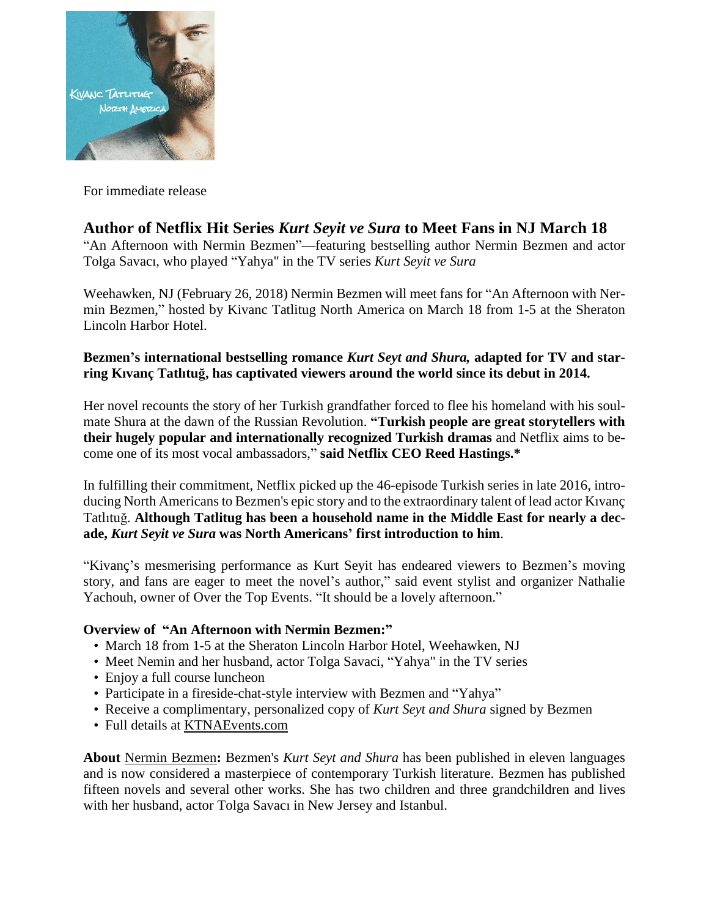For immediate release

## Author of Netflix Hit Series *Kurt Seyit ve Sura* to Meet Fans in NJ March 18

"An Afternoon with Nermin Bezmen"—featuring bestselling author Nermin Bezmen and actor Tolga Savacı, who played "Yahya" in the TV series *Kurt Seyit ve Sura*

Weehawken, NJ (February 26, 2018) Nermin Bezmen will meet fans for "An Afternoon with Nermin Bezmen," hosted by Kivanc Tatlitug North America on March 18 from 1-5 at the Sheraton Lincoln Harbor Hotel.

**Bezmen's international bestselling romance *Kurt Seyt and Shura,* adapted for TV and starring Kıvanç Tatlıtuğ, has captivated viewers around the world since its debut in 2014.**

Her novel recounts the story of her Turkish grandfather forced to flee his homeland with his soulmate Shura at the dawn of the Russian Revolution. **"Turkish people are great storytellers with their hugely popular and internationally recognized Turkish dramas** and Netflix aims to become one of its most vocal ambassadors," **said Netflix CEO Reed Hastings.***

In fulfilling their commitment, Netflix picked up the 46-episode Turkish series in late 2016, introducing North Americans to Bezmen's epic story and to the extraordinary talent of lead actor Kıvanç Tatlıtuğ. **Although Tatlitug has been a household name in the Middle East for nearly a decade, *Kurt Seyit ve Sura* was North Americans' first introduction to him**.

"Kivanç's mesmerising performance as Kurt Seyit has endeared viewers to Bezmen's moving story, and fans are eager to meet the novel's author," said event stylist and organizer Nathalie Yachouh, owner of Over the Top Events. "It should be a lovely afternoon."

**Overview of "An Afternoon with Nermin Bezmen:"**

- March 18 from 1-5 at the Sheraton Lincoln Harbor Hotel, Weehawken, NJ
- Meet Nemin and her husband, actor Tolga Savaci, "Yahya" in the TV series
- Enjoy a full course luncheon
- Participate in a fireside-chat-style interview with Bezmen and "Yahya"
- Receive a complimentary, personalized copy of *Kurt Seyt and Shura* signed by Bezmen
- Full details at KTNAEvents.com

**About** Nermin Bezmen**:** Bezmen's *Kurt Seyt and Shura* has been published in eleven languages and is now considered a masterpiece of contemporary Turkish literature. Bezmen has published fifteen novels and several other works. She has two children and three grandchildren and lives with her husband, actor Tolga Savacı in New Jersey and Istanbul.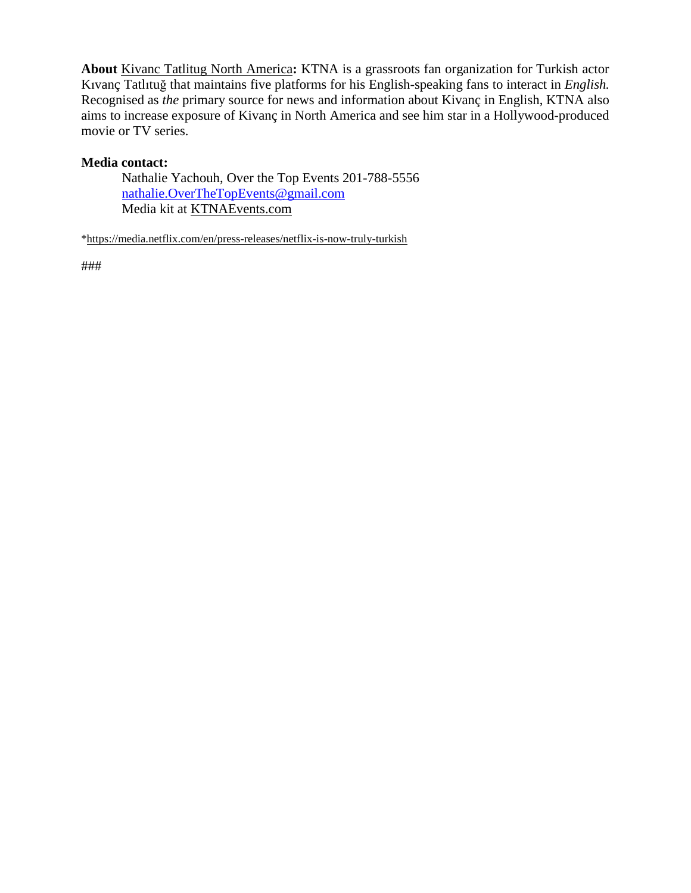**About** Kivanc Tatlitug North America**:** KTNA is a grassroots fan organization for Turkish actor Kıvanç Tatlıtuğ that maintains five platforms for his English-speaking fans to interact in *English.* Recognised as *the* primary source for news and information about Kivanç in English, KTNA also aims to increase exposure of Kivanç in North America and see him star in a Hollywood-produced movie or TV series.

**Media contact:**

Nathalie Yachouh, Over the Top Events 201-788-5556
nathalie.OverTheTopEvents@gmail.com
Media kit at KTNAEvents.com

*https://media.netflix.com/en/press-releases/netflix-is-now-truly-turkish

###